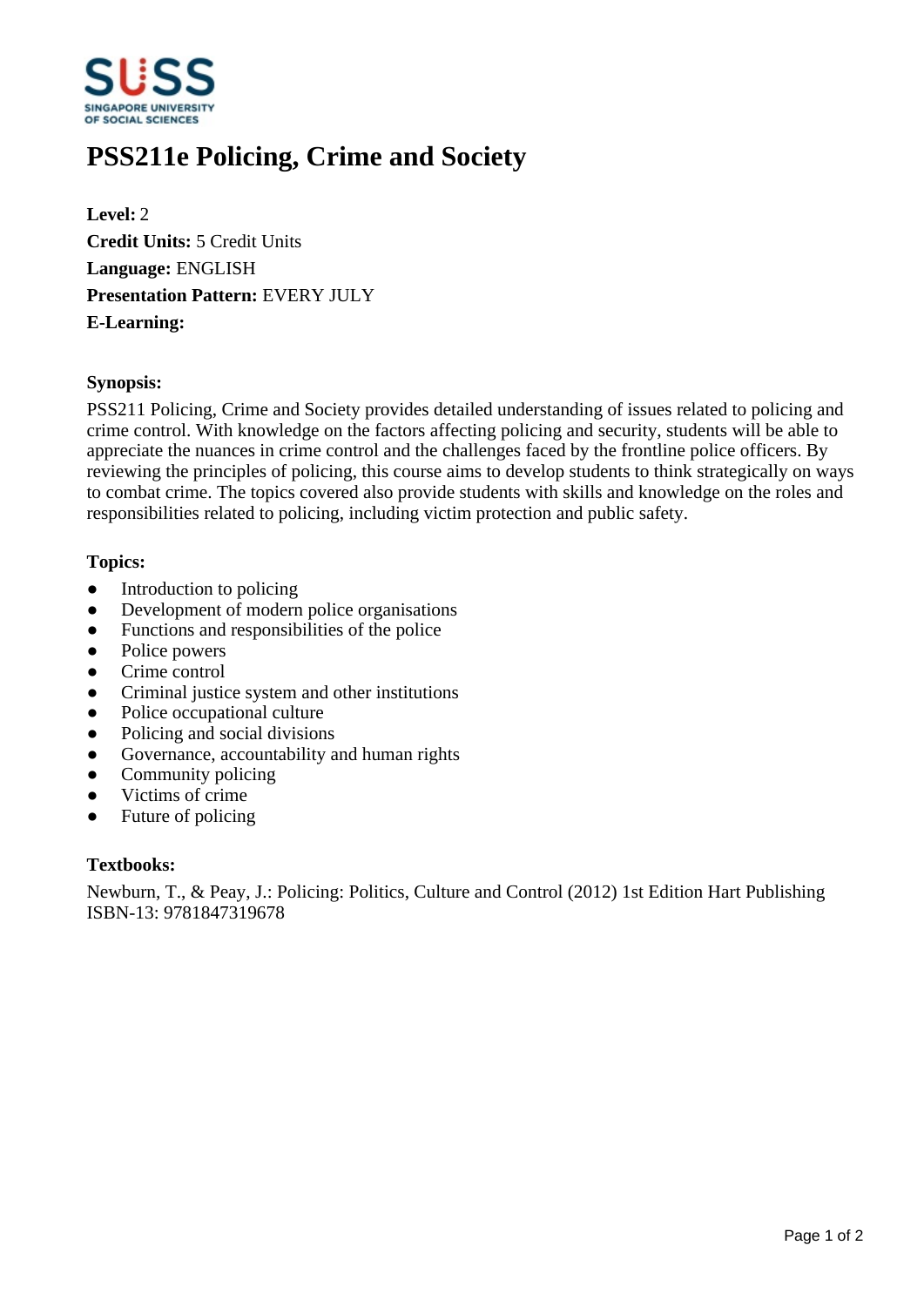# PSS211e Policing, Crime and Society

**Level:** 2
**Credit Units:** 5 Credit Units
**Language:** ENGLISH
**Presentation Pattern:** EVERY JULY
**E-Learning:**

### Synopsis:

PSS211 Policing, Crime and Society provides detailed understanding of issues related to policing and crime control. With knowledge on the factors affecting policing and security, students will be able to appreciate the nuances in crime control and the challenges faced by the frontline police officers. By reviewing the principles of policing, this course aims to develop students to think strategically on ways to combat crime. The topics covered also provide students with skills and knowledge on the roles and responsibilities related to policing, including victim protection and public safety.

### Topics:

- Introduction to policing
- Development of modern police organisations
- Functions and responsibilities of the police
- Police powers
- Crime control
- Criminal justice system and other institutions
- Police occupational culture
- Policing and social divisions
- Governance, accountability and human rights
- Community policing
- Victims of crime
- Future of policing

### Textbooks:

Newburn, T., & Peay, J.: Policing: Politics, Culture and Control (2012) 1st Edition Hart Publishing
ISBN-13: 9781847319678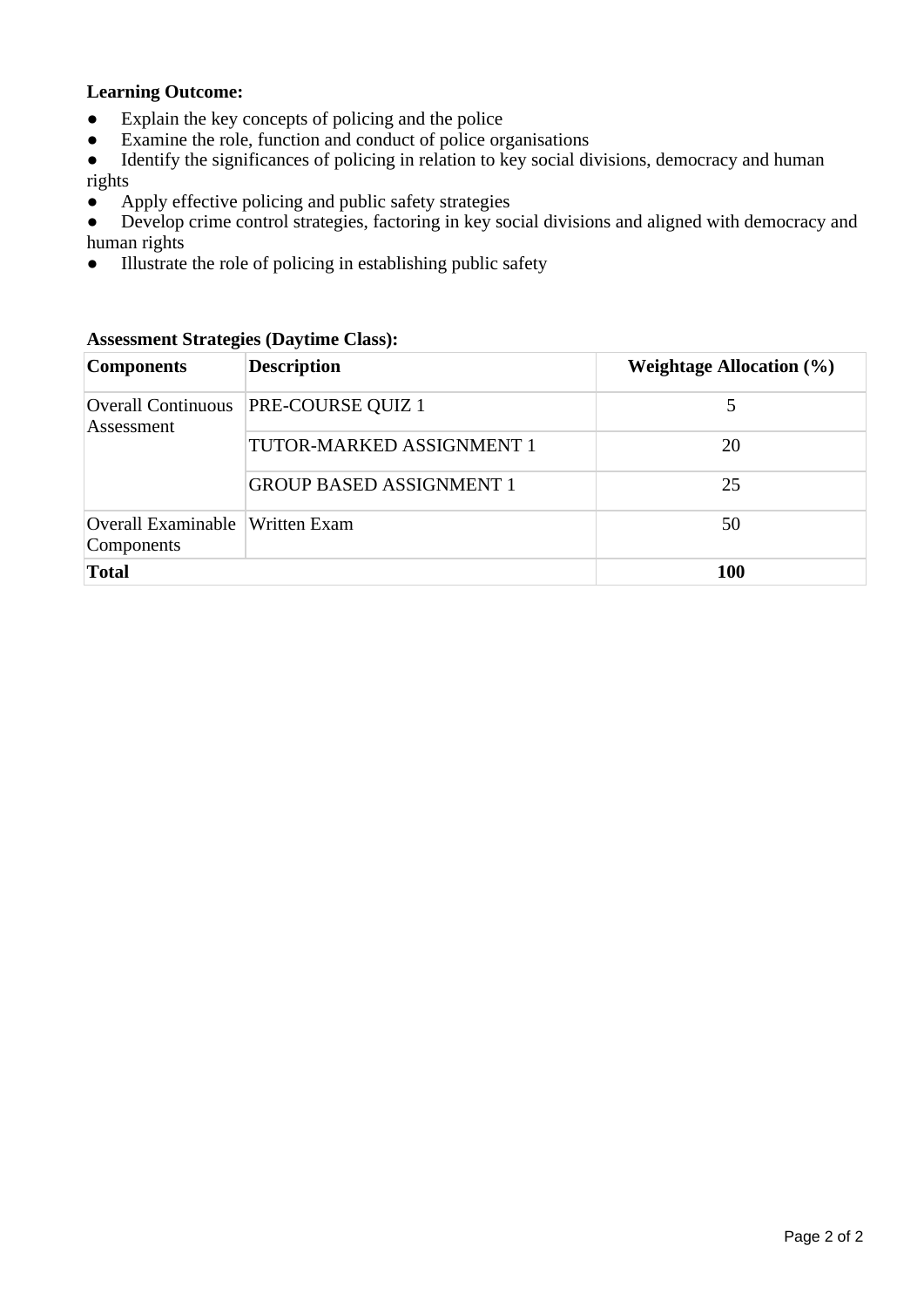**Learning Outcome:**

- Explain the key concepts of policing and the police
- Examine the role, function and conduct of police organisations
- Identify the significances of policing in relation to key social divisions, democracy and human rights
- Apply effective policing and public safety strategies
- Develop crime control strategies, factoring in key social divisions and aligned with democracy and human rights
- Illustrate the role of policing in establishing public safety

**Assessment Strategies (Daytime Class):**

| Components | Description | Weightage Allocation (%) |
|---|---|---|
| Overall Continuous Assessment | PRE-COURSE QUIZ 1 | 5 |
| | TUTOR-MARKED ASSIGNMENT 1 | 20 |
| | GROUP BASED ASSIGNMENT 1 | 25 |
| Overall Examinable Components | Written Exam | 50 |
| **Total** | | **100** |